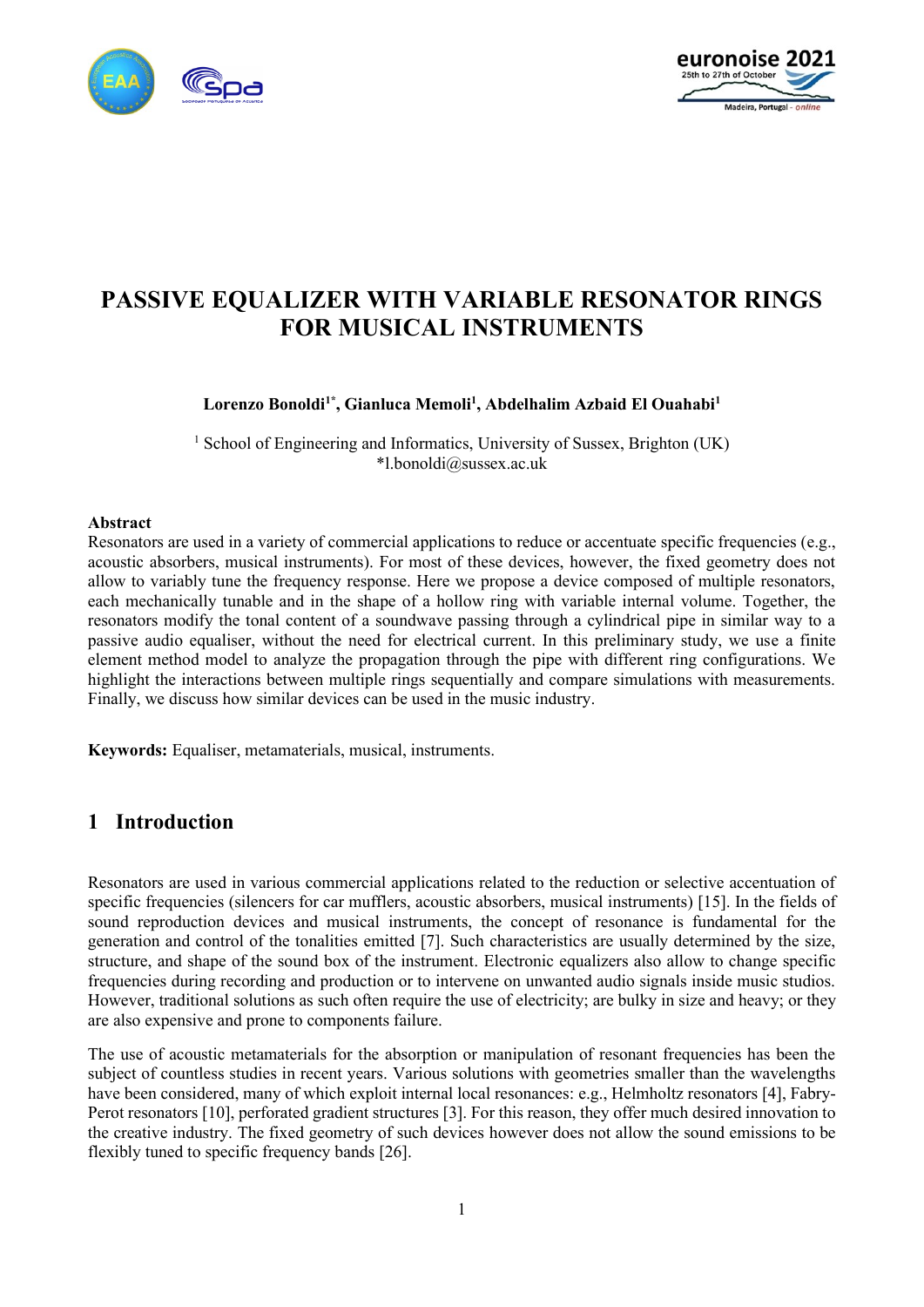# PASSIVE EQUALIZER WITH VARIABLE RESONATOR RINGS FOR MUSICAL INSTRUMENTS

**Lorenzo Bonoldi[1*], Gianluca Memoli[1], Abdelhalim Azbaid El Ouahabi[1]**

[1] School of Engineering and Informatics, University of Sussex, Brighton (UK)
*l.bonoldi@sussex.ac.uk

**Abstract**

Resonators are used in a variety of commercial applications to reduce or accentuate specific frequencies (e.g., acoustic absorbers, musical instruments). For most of these devices, however, the fixed geometry does not allow to variably tune the frequency response. Here we propose a device composed of multiple resonators, each mechanically tunable and in the shape of a hollow ring with variable internal volume. Together, the resonators modify the tonal content of a soundwave passing through a cylindrical pipe in similar way to a passive audio equaliser, without the need for electrical current. In this preliminary study, we use a finite element method model to analyze the propagation through the pipe with different ring configurations. We highlight the interactions between multiple rings sequentially and compare simulations with measurements. Finally, we discuss how similar devices can be used in the music industry.

**Keywords:** Equaliser, metamaterials, musical, instruments.

## 1 Introduction

Resonators are used in various commercial applications related to the reduction or selective accentuation of specific frequencies (silencers for car mufflers, acoustic absorbers, musical instruments) [15]. In the fields of sound reproduction devices and musical instruments, the concept of resonance is fundamental for the generation and control of the tonalities emitted [7]. Such characteristics are usually determined by the size, structure, and shape of the sound box of the instrument. Electronic equalizers also allow to change specific frequencies during recording and production or to intervene on unwanted audio signals inside music studios. However, traditional solutions as such often require the use of electricity; are bulky in size and heavy; or they are also expensive and prone to components failure.

The use of acoustic metamaterials for the absorption or manipulation of resonant frequencies has been the subject of countless studies in recent years. Various solutions with geometries smaller than the wavelengths have been considered, many of which exploit internal local resonances: e.g., Helmholtz resonators [4], Fabry-Perot resonators [10], perforated gradient structures [3]. For this reason, they offer much desired innovation to the creative industry. The fixed geometry of such devices however does not allow the sound emissions to be flexibly tuned to specific frequency bands [26].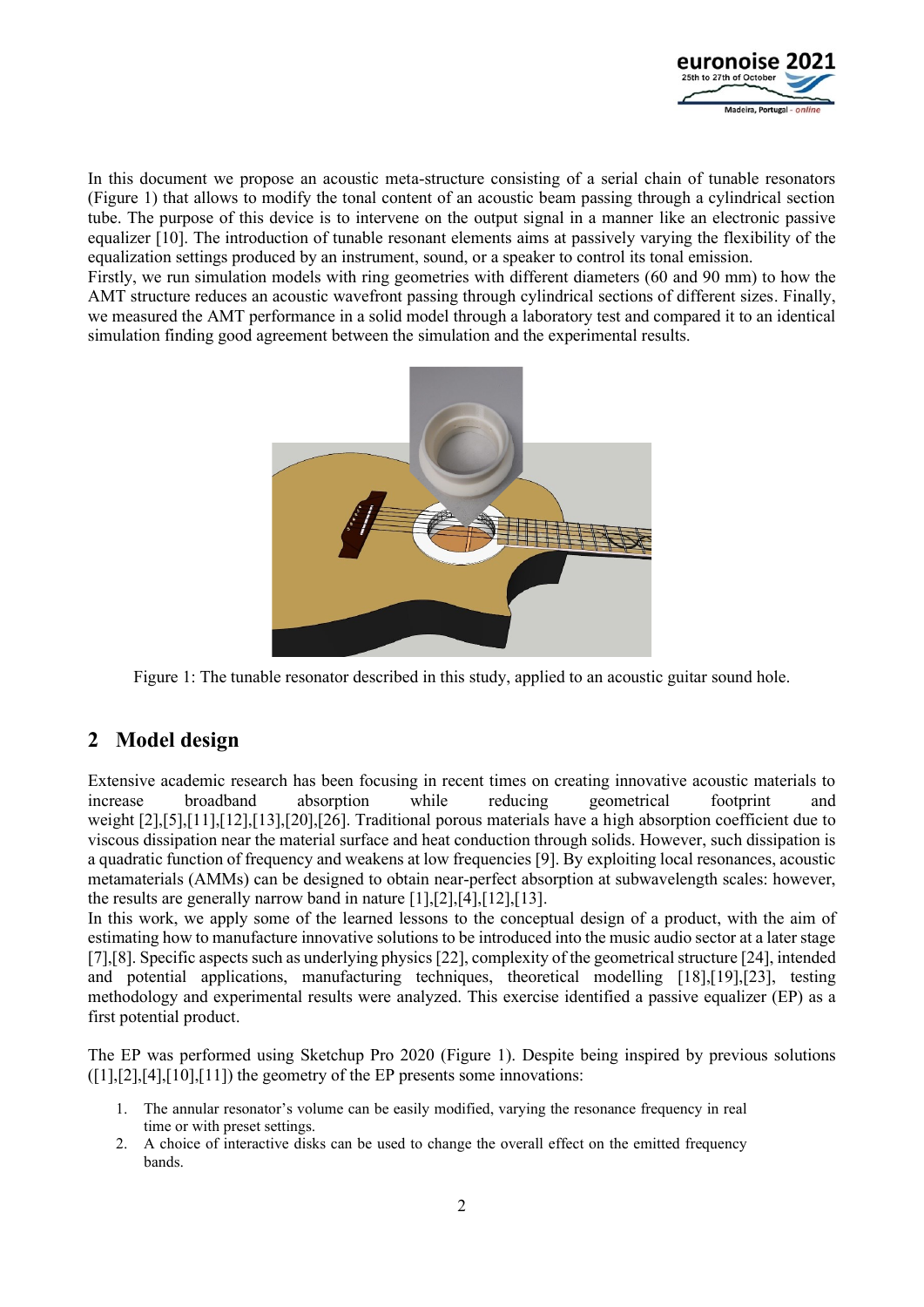In this document we propose an acoustic meta-structure consisting of a serial chain of tunable resonators (Figure 1) that allows to modify the tonal content of an acoustic beam passing through a cylindrical section tube. The purpose of this device is to intervene on the output signal in a manner like an electronic passive equalizer [10]. The introduction of tunable resonant elements aims at passively varying the flexibility of the equalization settings produced by an instrument, sound, or a speaker to control its tonal emission.
Firstly, we run simulation models with ring geometries with different diameters (60 and 90 mm) to how the AMT structure reduces an acoustic wavefront passing through cylindrical sections of different sizes. Finally, we measured the AMT performance in a solid model through a laboratory test and compared it to an identical simulation finding good agreement between the simulation and the experimental results.

Figure 1: The tunable resonator described in this study, applied to an acoustic guitar sound hole.

## 2 Model design

Extensive academic research has been focusing in recent times on creating innovative acoustic materials to increase broadband absorption while reducing geometrical footprint and weight [2],[5],[11],[12],[13],[20],[26]. Traditional porous materials have a high absorption coefficient due to viscous dissipation near the material surface and heat conduction through solids. However, such dissipation is a quadratic function of frequency and weakens at low frequencies [9]. By exploiting local resonances, acoustic metamaterials (AMMs) can be designed to obtain near-perfect absorption at subwavelength scales: however, the results are generally narrow band in nature [1],[2],[4],[12],[13].
In this work, we apply some of the learned lessons to the conceptual design of a product, with the aim of estimating how to manufacture innovative solutions to be introduced into the music audio sector at a later stage [7],[8]. Specific aspects such as underlying physics [22], complexity of the geometrical structure [24], intended and potential applications, manufacturing techniques, theoretical modelling [18],[19],[23], testing methodology and experimental results were analyzed. This exercise identified a passive equalizer (EP) as a first potential product.

The EP was performed using Sketchup Pro 2020 (Figure 1). Despite being inspired by previous solutions ([1],[2],[4],[10],[11]) the geometry of the EP presents some innovations:

1. The annular resonator's volume can be easily modified, varying the resonance frequency in real time or with preset settings.
2. A choice of interactive disks can be used to change the overall effect on the emitted frequency bands.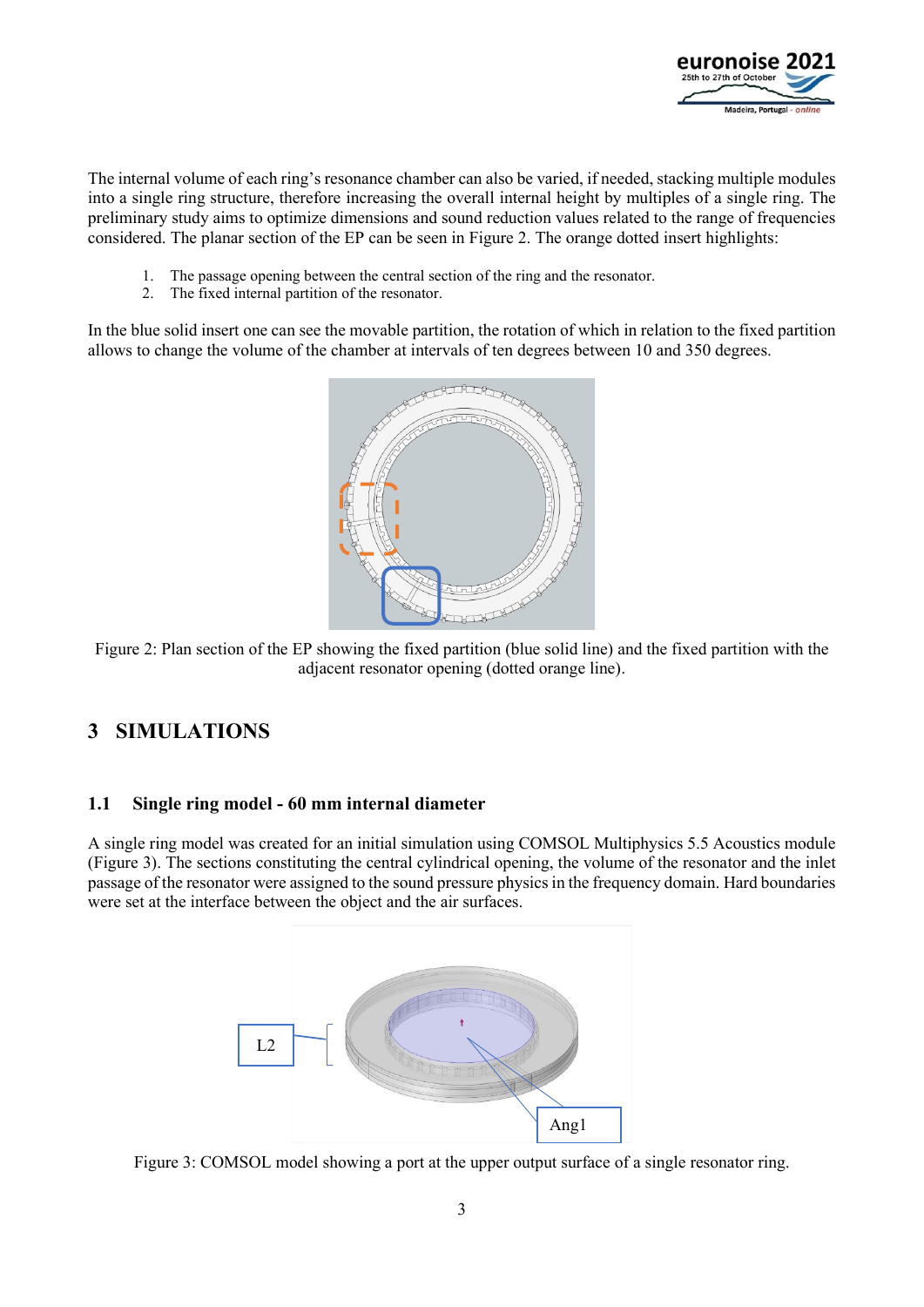The internal volume of each ring's resonance chamber can also be varied, if needed, stacking multiple modules into a single ring structure, therefore increasing the overall internal height by multiples of a single ring. The preliminary study aims to optimize dimensions and sound reduction values related to the range of frequencies considered. The planar section of the EP can be seen in Figure 2. The orange dotted insert highlights:

1. The passage opening between the central section of the ring and the resonator.
2. The fixed internal partition of the resonator.

In the blue solid insert one can see the movable partition, the rotation of which in relation to the fixed partition allows to change the volume of the chamber at intervals of ten degrees between 10 and 350 degrees.

Figure 2: Plan section of the EP showing the fixed partition (blue solid line) and the fixed partition with the adjacent resonator opening (dotted orange line).

## 3 SIMULATIONS

### 1.1 Single ring model - 60 mm internal diameter

A single ring model was created for an initial simulation using COMSOL Multiphysics 5.5 Acoustics module (Figure 3). The sections constituting the central cylindrical opening, the volume of the resonator and the inlet passage of the resonator were assigned to the sound pressure physics in the frequency domain. Hard boundaries were set at the interface between the object and the air surfaces.

L2

Ang1

Figure 3: COMSOL model showing a port at the upper output surface of a single resonator ring.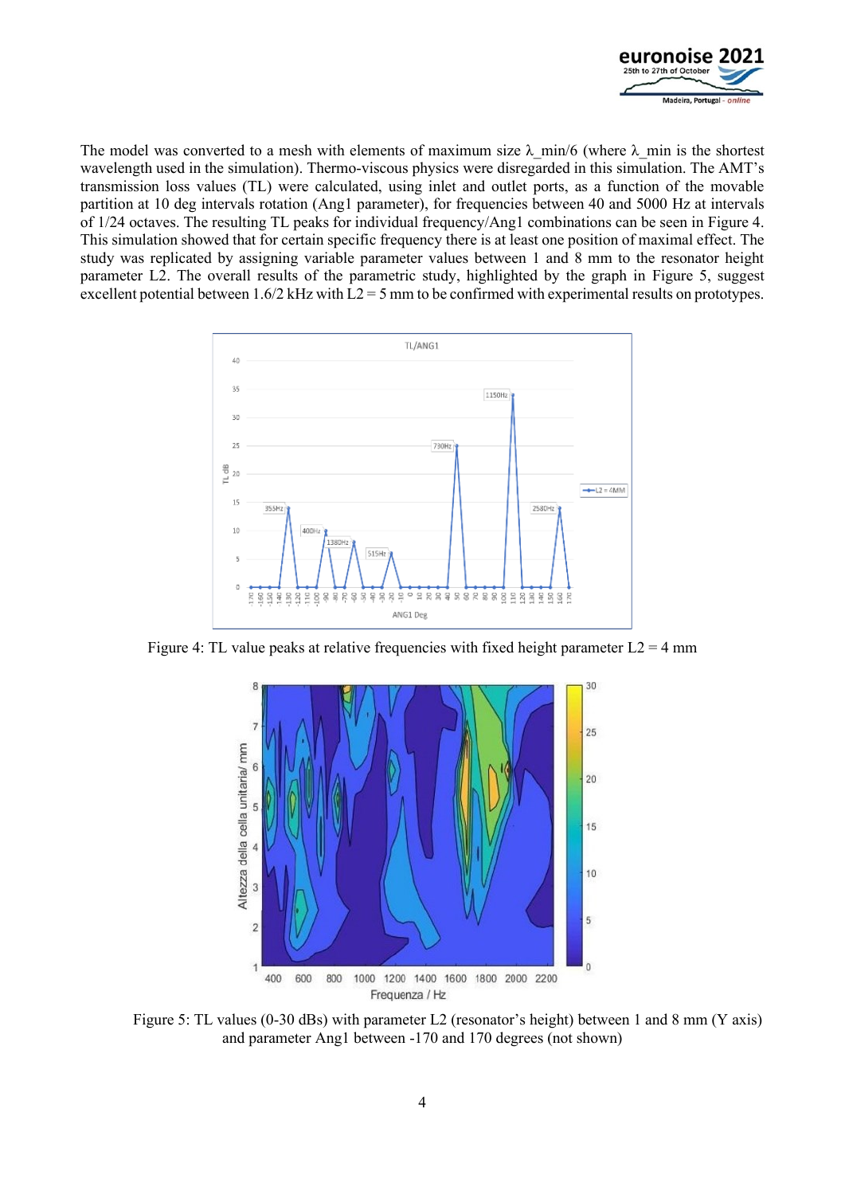The model was converted to a mesh with elements of maximum size λ_min/6 (where λ_min is the shortest wavelength used in the simulation). Thermo-viscous physics were disregarded in this simulation. The AMT's transmission loss values (TL) were calculated, using inlet and outlet ports, as a function of the movable partition at 10 deg intervals rotation (Ang1 parameter), for frequencies between 40 and 5000 Hz at intervals of 1/24 octaves. The resulting TL peaks for individual frequency/Ang1 combinations can be seen in Figure 4. This simulation showed that for certain specific frequency there is at least one position of maximal effect. The study was replicated by assigning variable parameter values between 1 and 8 mm to the resonator height parameter L2. The overall results of the parametric study, highlighted by the graph in Figure 5, suggest excellent potential between 1.6/2 kHz with L2 = 5 mm to be confirmed with experimental results on prototypes.

Figure 4: TL value peaks at relative frequencies with fixed height parameter L2 = 4 mm

Figure 5: TL values (0-30 dBs) with parameter L2 (resonator's height) between 1 and 8 mm (Y axis) and parameter Ang1 between -170 and 170 degrees (not shown)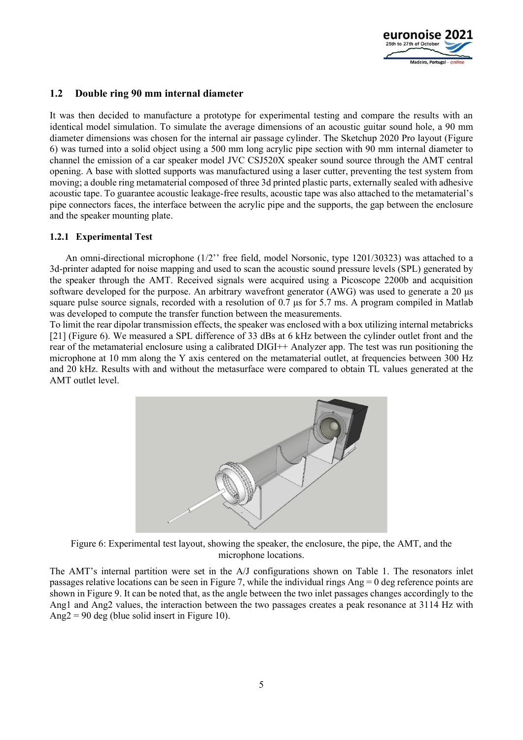## 1.2 Double ring 90 mm internal diameter

It was then decided to manufacture a prototype for experimental testing and compare the results with an identical model simulation. To simulate the average dimensions of an acoustic guitar sound hole, a 90 mm diameter dimensions was chosen for the internal air passage cylinder. The Sketchup 2020 Pro layout (Figure 6) was turned into a solid object using a 500 mm long acrylic pipe section with 90 mm internal diameter to channel the emission of a car speaker model JVC CSJ520X speaker sound source through the AMT central opening. A base with slotted supports was manufactured using a laser cutter, preventing the test system from moving; a double ring metamaterial composed of three 3d printed plastic parts, externally sealed with adhesive acoustic tape. To guarantee acoustic leakage-free results, acoustic tape was also attached to the metamaterial's pipe connectors faces, the interface between the acrylic pipe and the supports, the gap between the enclosure and the speaker mounting plate.

### 1.2.1 Experimental Test

An omni-directional microphone (1/2'' free field, model Norsonic, type 1201/30323) was attached to a 3d-printer adapted for noise mapping and used to scan the acoustic sound pressure levels (SPL) generated by the speaker through the AMT. Received signals were acquired using a Picoscope 2200b and acquisition software developed for the purpose. An arbitrary wavefront generator (AWG) was used to generate a 20 µs square pulse source signals, recorded with a resolution of 0.7 µs for 5.7 ms. A program compiled in Matlab was developed to compute the transfer function between the measurements.

To limit the rear dipolar transmission effects, the speaker was enclosed with a box utilizing internal metabricks [21] (Figure 6). We measured a SPL difference of 33 dBs at 6 kHz between the cylinder outlet front and the rear of the metamaterial enclosure using a calibrated DIGI++ Analyzer app. The test was run positioning the microphone at 10 mm along the Y axis centered on the metamaterial outlet, at frequencies between 300 Hz and 20 kHz. Results with and without the metasurface were compared to obtain TL values generated at the AMT outlet level.

Figure 6: Experimental test layout, showing the speaker, the enclosure, the pipe, the AMT, and the microphone locations.

The AMT's internal partition were set in the A/J configurations shown on Table 1. The resonators inlet passages relative locations can be seen in Figure 7, while the individual rings Ang = 0 deg reference points are shown in Figure 9. It can be noted that, as the angle between the two inlet passages changes accordingly to the Ang1 and Ang2 values, the interaction between the two passages creates a peak resonance at 3114 Hz with Ang2 = 90 deg (blue solid insert in Figure 10).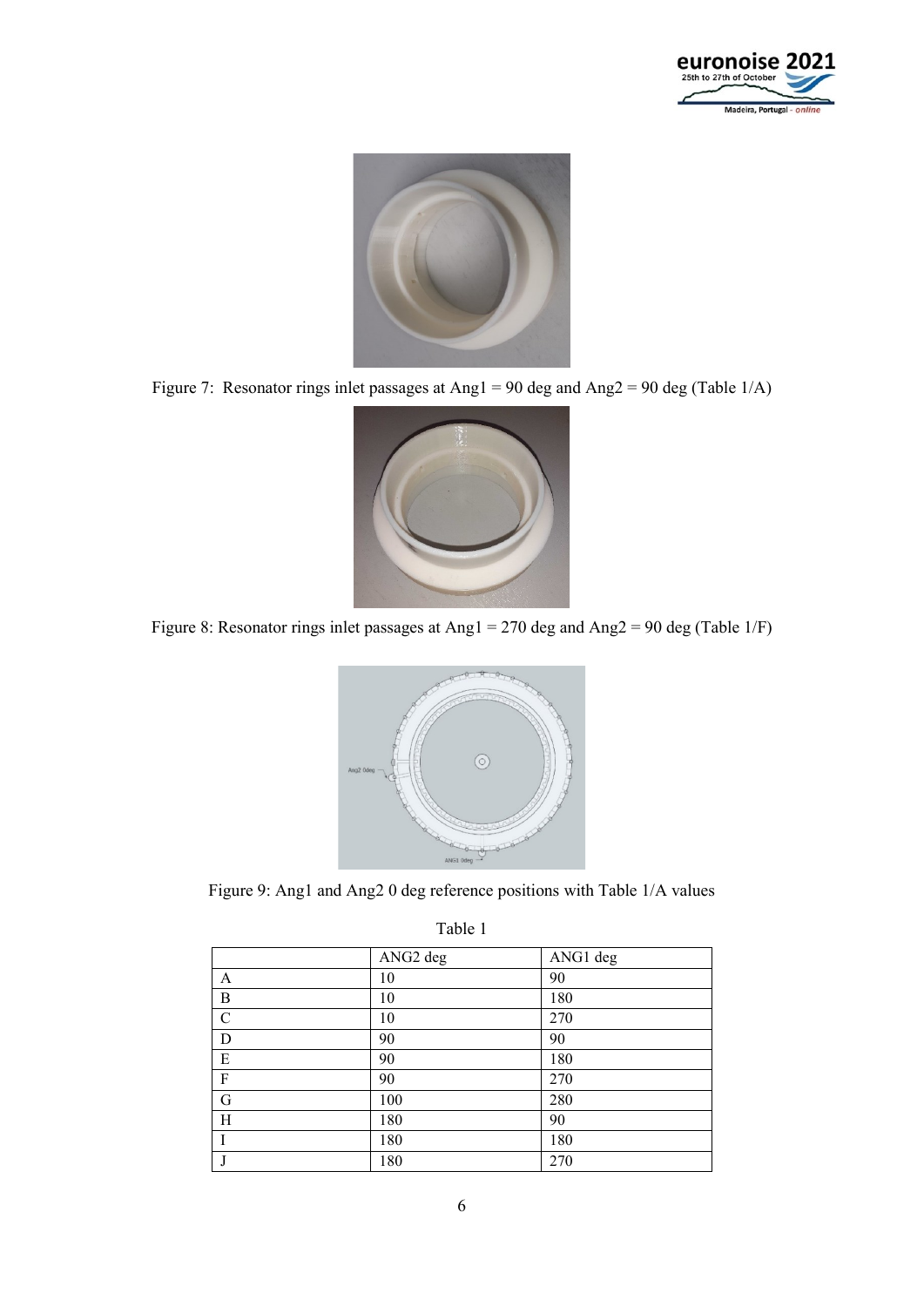Figure 7: Resonator rings inlet passages at Ang1 = 90 deg and Ang2 = 90 deg (Table 1/A)

Figure 8: Resonator rings inlet passages at Ang1 = 270 deg and Ang2 = 90 deg (Table 1/F)

Figure 9: Ang1 and Ang2 0 deg reference positions with Table 1/A values

Table 1

| | ANG2 deg | ANG1 deg |
|---|---|---|
| A | 10 | 90 |
| B | 10 | 180 |
| C | 10 | 270 |
| D | 90 | 90 |
| E | 90 | 180 |
| F | 90 | 270 |
| G | 100 | 280 |
| H | 180 | 90 |
| I | 180 | 180 |
| J | 180 | 270 |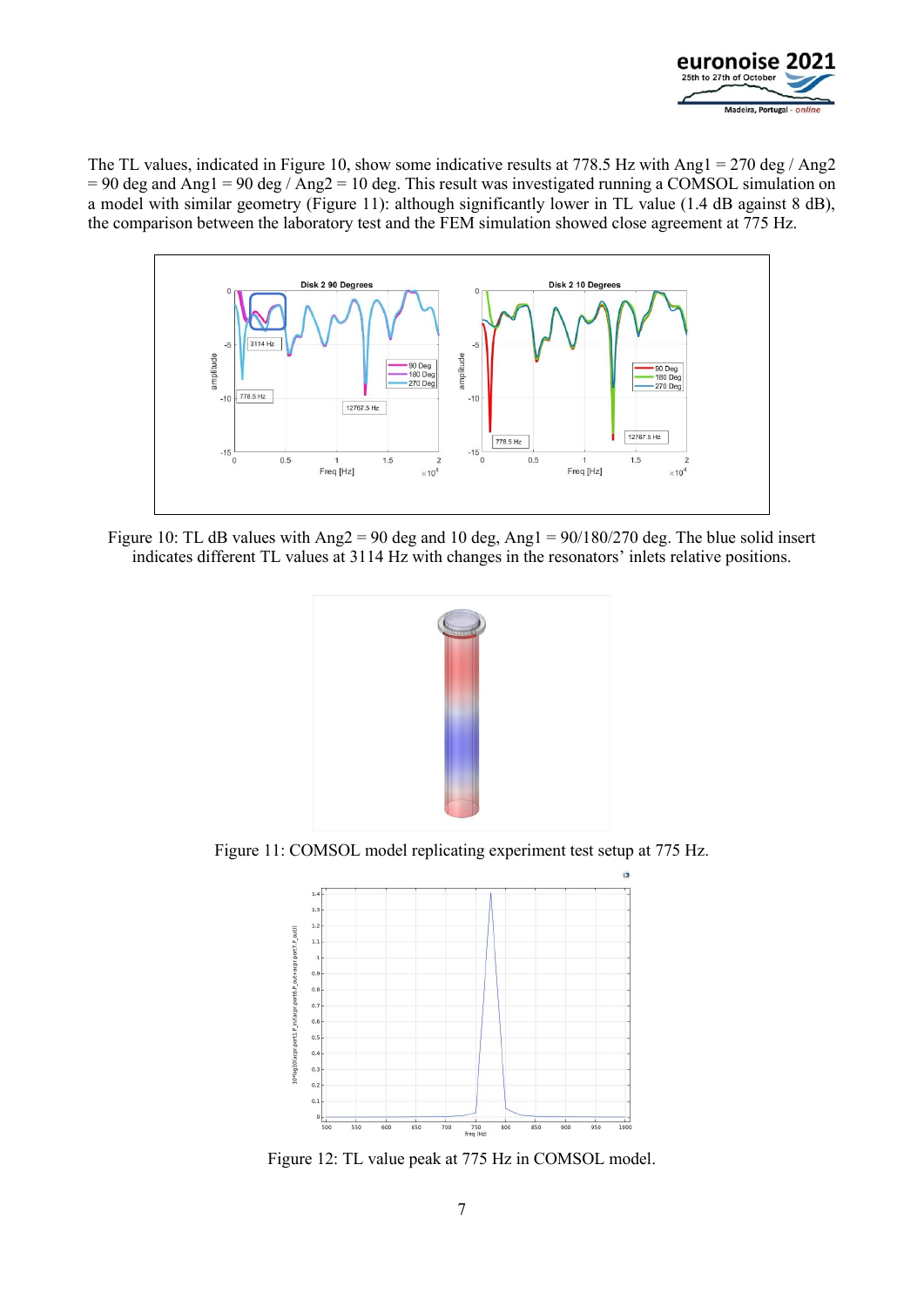The TL values, indicated in Figure 10, show some indicative results at 778.5 Hz with Ang1 = 270 deg / Ang2 = 90 deg and Ang1 = 90 deg / Ang2 = 10 deg. This result was investigated running a COMSOL simulation on a model with similar geometry (Figure 11): although significantly lower in TL value (1.4 dB against 8 dB), the comparison between the laboratory test and the FEM simulation showed close agreement at 775 Hz.

Figure 10: TL dB values with Ang2 = 90 deg and 10 deg, Ang1 = 90/180/270 deg. The blue solid insert indicates different TL values at 3114 Hz with changes in the resonators' inlets relative positions.

Figure 11: COMSOL model replicating experiment test setup at 775 Hz.

Figure 12: TL value peak at 775 Hz in COMSOL model.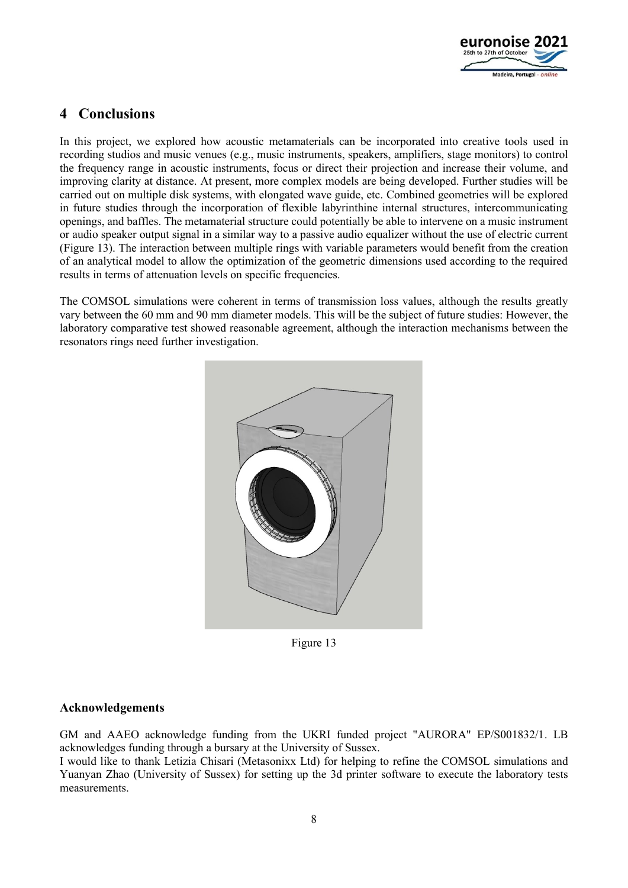# 4 Conclusions

In this project, we explored how acoustic metamaterials can be incorporated into creative tools used in recording studios and music venues (e.g., music instruments, speakers, amplifiers, stage monitors) to control the frequency range in acoustic instruments, focus or direct their projection and increase their volume, and improving clarity at distance. At present, more complex models are being developed. Further studies will be carried out on multiple disk systems, with elongated wave guide, etc. Combined geometries will be explored in future studies through the incorporation of flexible labyrinthine internal structures, intercommunicating openings, and baffles. The metamaterial structure could potentially be able to intervene on a music instrument or audio speaker output signal in a similar way to a passive audio equalizer without the use of electric current (Figure 13). The interaction between multiple rings with variable parameters would benefit from the creation of an analytical model to allow the optimization of the geometric dimensions used according to the required results in terms of attenuation levels on specific frequencies.

The COMSOL simulations were coherent in terms of transmission loss values, although the results greatly vary between the 60 mm and 90 mm diameter models. This will be the subject of future studies: However, the laboratory comparative test showed reasonable agreement, although the interaction mechanisms between the resonators rings need further investigation.

Figure 13

### Acknowledgements

GM and AAEO acknowledge funding from the UKRI funded project "AURORA" EP/S001832/1. LB acknowledges funding through a bursary at the University of Sussex.
I would like to thank Letizia Chisari (Metasonixx Ltd) for helping to refine the COMSOL simulations and Yuanyan Zhao (University of Sussex) for setting up the 3d printer software to execute the laboratory tests measurements.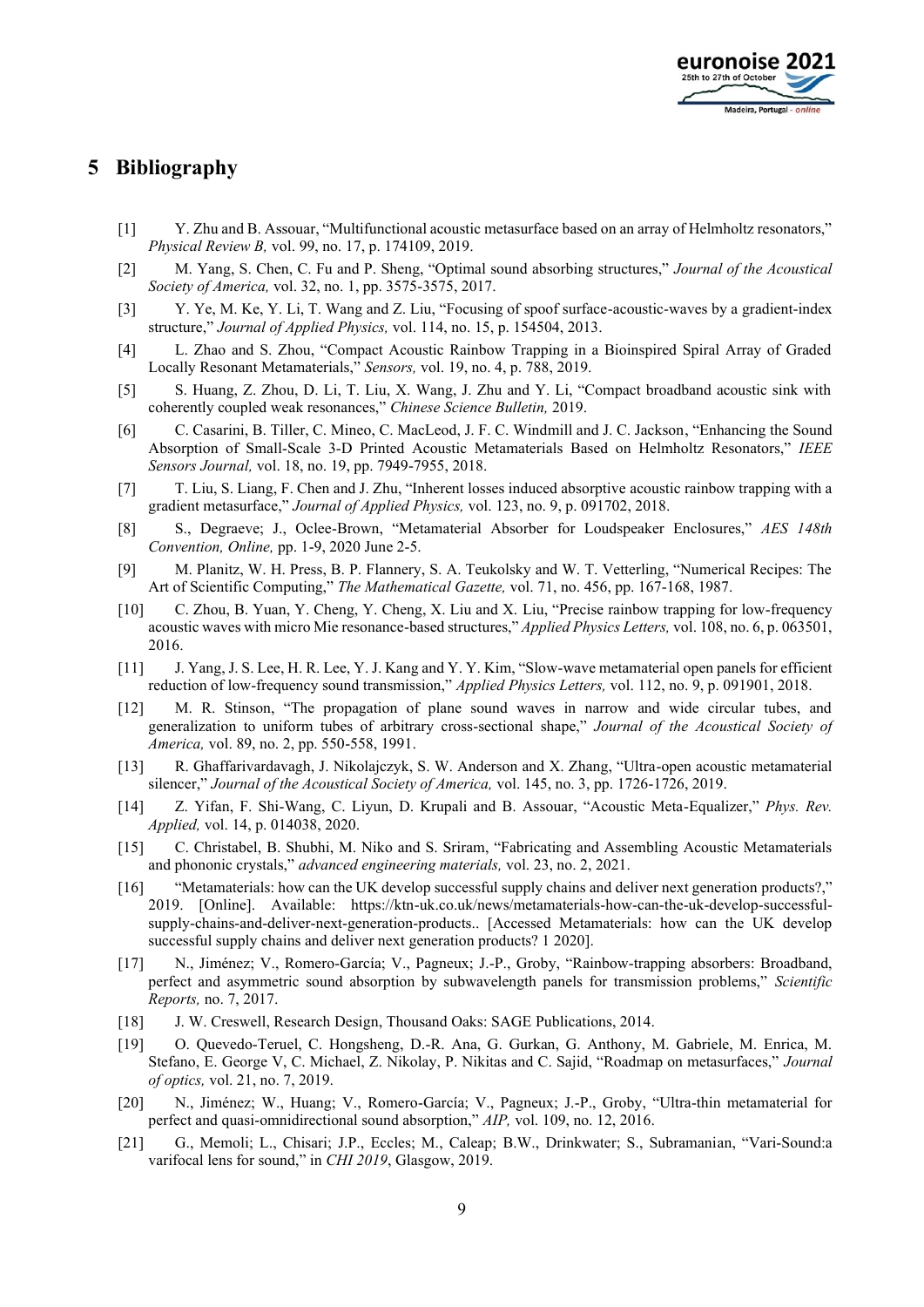## 5 Bibliography

[1] Y. Zhu and B. Assouar, “Multifunctional acoustic metasurface based on an array of Helmholtz resonators,” *Physical Review B,* vol. 99, no. 17, p. 174109, 2019.

[2] M. Yang, S. Chen, C. Fu and P. Sheng, “Optimal sound absorbing structures,” *Journal of the Acoustical Society of America,* vol. 32, no. 1, pp. 3575-3575, 2017.

[3] Y. Ye, M. Ke, Y. Li, T. Wang and Z. Liu, “Focusing of spoof surface-acoustic-waves by a gradient-index structure,” *Journal of Applied Physics,* vol. 114, no. 15, p. 154504, 2013.

[4] L. Zhao and S. Zhou, “Compact Acoustic Rainbow Trapping in a Bioinspired Spiral Array of Graded Locally Resonant Metamaterials,” *Sensors,* vol. 19, no. 4, p. 788, 2019.

[5] S. Huang, Z. Zhou, D. Li, T. Liu, X. Wang, J. Zhu and Y. Li, “Compact broadband acoustic sink with coherently coupled weak resonances,” *Chinese Science Bulletin,* 2019.

[6] C. Casarini, B. Tiller, C. Mineo, C. MacLeod, J. F. C. Windmill and J. C. Jackson, “Enhancing the Sound Absorption of Small-Scale 3-D Printed Acoustic Metamaterials Based on Helmholtz Resonators,” *IEEE Sensors Journal,* vol. 18, no. 19, pp. 7949-7955, 2018.

[7] T. Liu, S. Liang, F. Chen and J. Zhu, “Inherent losses induced absorptive acoustic rainbow trapping with a gradient metasurface,” *Journal of Applied Physics,* vol. 123, no. 9, p. 091702, 2018.

[8] S., Degraeve; J., Oclee-Brown, “Metamaterial Absorber for Loudspeaker Enclosures,” *AES 148th Convention, Online,* pp. 1-9, 2020 June 2-5.

[9] M. Planitz, W. H. Press, B. P. Flannery, S. A. Teukolsky and W. T. Vetterling, “Numerical Recipes: The Art of Scientific Computing,” *The Mathematical Gazette,* vol. 71, no. 456, pp. 167-168, 1987.

[10] C. Zhou, B. Yuan, Y. Cheng, Y. Cheng, X. Liu and X. Liu, “Precise rainbow trapping for low-frequency acoustic waves with micro Mie resonance-based structures,” *Applied Physics Letters,* vol. 108, no. 6, p. 063501, 2016.

[11] J. Yang, J. S. Lee, H. R. Lee, Y. J. Kang and Y. Y. Kim, “Slow-wave metamaterial open panels for efficient reduction of low-frequency sound transmission,” *Applied Physics Letters,* vol. 112, no. 9, p. 091901, 2018.

[12] M. R. Stinson, “The propagation of plane sound waves in narrow and wide circular tubes, and generalization to uniform tubes of arbitrary cross-sectional shape,” *Journal of the Acoustical Society of America,* vol. 89, no. 2, pp. 550-558, 1991.

[13] R. Ghaffarivardavagh, J. Nikolajczyk, S. W. Anderson and X. Zhang, “Ultra-open acoustic metamaterial silencer,” *Journal of the Acoustical Society of America,* vol. 145, no. 3, pp. 1726-1726, 2019.

[14] Z. Yifan, F. Shi-Wang, C. Liyun, D. Krupali and B. Assouar, “Acoustic Meta-Equalizer,” *Phys. Rev. Applied,* vol. 14, p. 014038, 2020.

[15] C. Christabel, B. Shubhi, M. Niko and S. Sriram, “Fabricating and Assembling Acoustic Metamaterials and phononic crystals,” *advanced engineering materials,* vol. 23, no. 2, 2021.

[16] “Metamaterials: how can the UK develop successful supply chains and deliver next generation products?,” 2019. [Online]. Available: https://ktn-uk.co.uk/news/metamaterials-how-can-the-uk-develop-successful-supply-chains-and-deliver-next-generation-products.. [Accessed Metamaterials: how can the UK develop successful supply chains and deliver next generation products? 1 2020].

[17] N., Jiménez; V., Romero-García; V., Pagneux; J.-P., Groby, “Rainbow-trapping absorbers: Broadband, perfect and asymmetric sound absorption by subwavelength panels for transmission problems,” *Scientific Reports,* no. 7, 2017.

[18] J. W. Creswell, Research Design, Thousand Oaks: SAGE Publications, 2014.

[19] O. Quevedo-Teruel, C. Hongsheng, D.-R. Ana, G. Gurkan, G. Anthony, M. Gabriele, M. Enrica, M. Stefano, E. George V, C. Michael, Z. Nikolay, P. Nikitas and C. Sajid, “Roadmap on metasurfaces,” *Journal of optics,* vol. 21, no. 7, 2019.

[20] N., Jiménez; W., Huang; V., Romero-García; V., Pagneux; J.-P., Groby, “Ultra-thin metamaterial for perfect and quasi-omnidirectional sound absorption,” *AIP,* vol. 109, no. 12, 2016.

[21] G., Memoli; L., Chisari; J.P., Eccles; M., Caleap; B.W., Drinkwater; S., Subramanian, “Vari-Sound:a varifocal lens for sound,” in *CHI 2019*, Glasgow, 2019.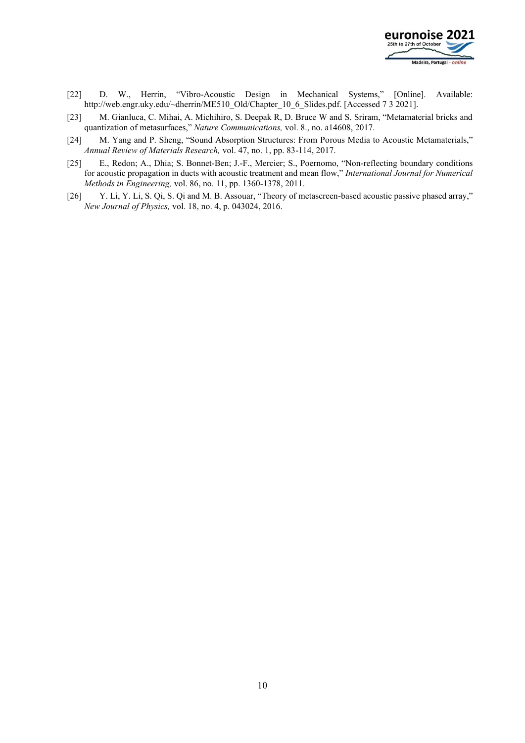[22] D. W., Herrin, "Vibro-Acoustic Design in Mechanical Systems," [Online]. Available: http://web.engr.uky.edu/~dherrin/ME510_Old/Chapter_10_6_Slides.pdf. [Accessed 7 3 2021].

[23] M. Gianluca, C. Mihai, A. Michihiro, S. Deepak R, D. Bruce W and S. Sriram, "Metamaterial bricks and quantization of metasurfaces," *Nature Communications,* vol. 8., no. a14608, 2017.

[24] M. Yang and P. Sheng, "Sound Absorption Structures: From Porous Media to Acoustic Metamaterials," *Annual Review of Materials Research,* vol. 47, no. 1, pp. 83-114, 2017.

[25] E., Redon; A., Dhia; S. Bonnet-Ben; J.-F., Mercier; S., Poernomo, "Non-reflecting boundary conditions for acoustic propagation in ducts with acoustic treatment and mean flow," *International Journal for Numerical Methods in Engineering,* vol. 86, no. 11, pp. 1360-1378, 2011.

[26] Y. Li, Y. Li, S. Qi, S. Qi and M. B. Assouar, "Theory of metascreen-based acoustic passive phased array," *New Journal of Physics,* vol. 18, no. 4, p. 043024, 2016.